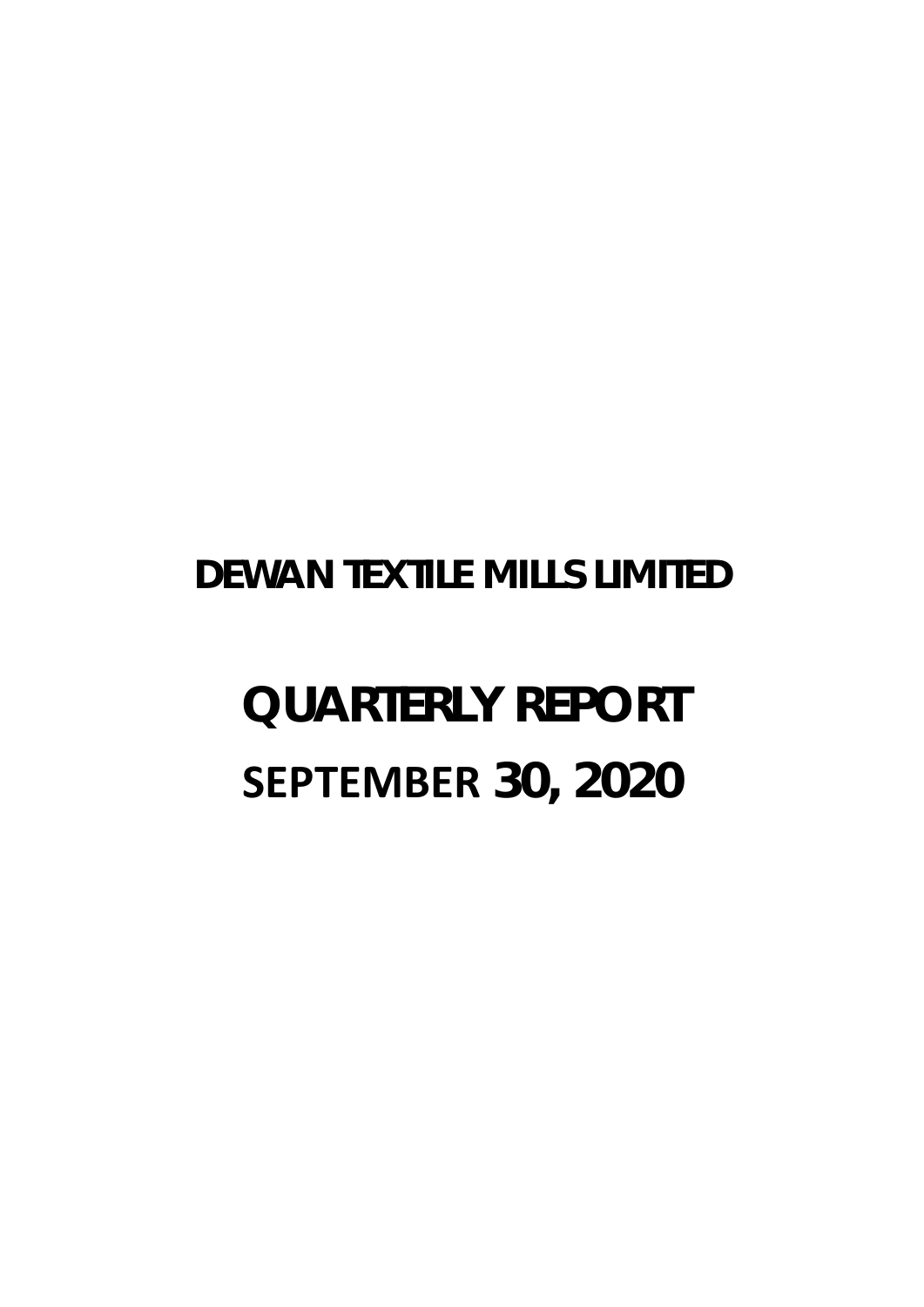# DEWAN TEXTILE MILLS LIMITED

# QUARTERLY REPORT

## SEPTEMBER 30, 2020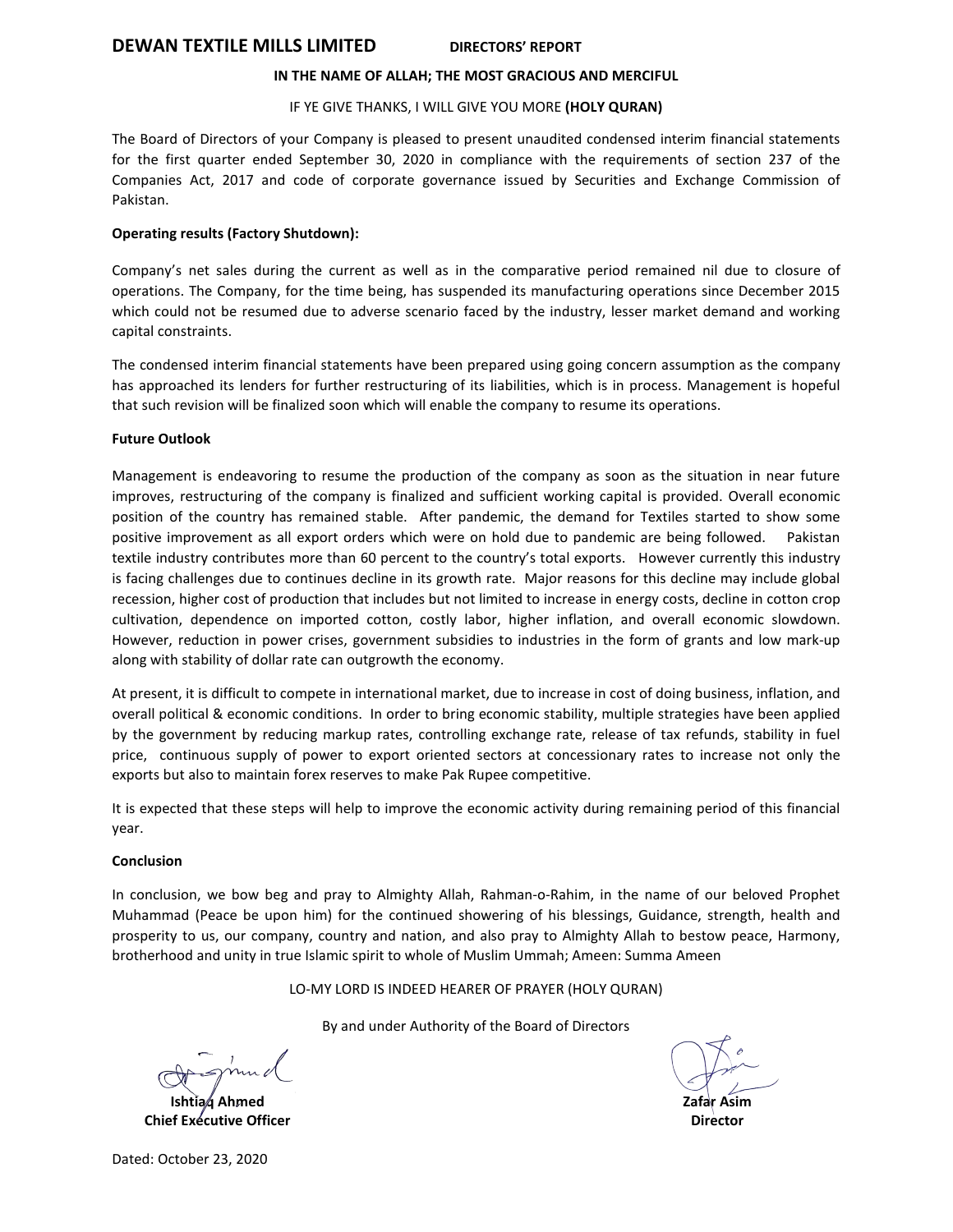**DEWAN TEXTILE MILLS LIMITED** **DIRECTORS' REPORT**

**IN THE NAME OF ALLAH; THE MOST GRACIOUS AND MERCIFUL**

IF YE GIVE THANKS, I WILL GIVE YOU MORE **(HOLY QURAN)**

The Board of Directors of your Company is pleased to present unaudited condensed interim financial statements for the first quarter ended September 30, 2020 in compliance with the requirements of section 237 of the Companies Act, 2017 and code of corporate governance issued by Securities and Exchange Commission of Pakistan.

**Operating results (Factory Shutdown):**

Company's net sales during the current as well as in the comparative period remained nil due to closure of operations. The Company, for the time being, has suspended its manufacturing operations since December 2015 which could not be resumed due to adverse scenario faced by the industry, lesser market demand and working capital constraints.

The condensed interim financial statements have been prepared using going concern assumption as the company has approached its lenders for further restructuring of its liabilities, which is in process. Management is hopeful that such revision will be finalized soon which will enable the company to resume its operations.

**Future Outlook**

Management is endeavoring to resume the production of the company as soon as the situation in near future improves, restructuring of the company is finalized and sufficient working capital is provided. Overall economic position of the country has remained stable. After pandemic, the demand for Textiles started to show some positive improvement as all export orders which were on hold due to pandemic are being followed. Pakistan textile industry contributes more than 60 percent to the country's total exports. However currently this industry is facing challenges due to continues decline in its growth rate. Major reasons for this decline may include global recession, higher cost of production that includes but not limited to increase in energy costs, decline in cotton crop cultivation, dependence on imported cotton, costly labor, higher inflation, and overall economic slowdown. However, reduction in power crises, government subsidies to industries in the form of grants and low mark-up along with stability of dollar rate can outgrowth the economy.

At present, it is difficult to compete in international market, due to increase in cost of doing business, inflation, and overall political & economic conditions. In order to bring economic stability, multiple strategies have been applied by the government by reducing markup rates, controlling exchange rate, release of tax refunds, stability in fuel price, continuous supply of power to export oriented sectors at concessionary rates to increase not only the exports but also to maintain forex reserves to make Pak Rupee competitive.

It is expected that these steps will help to improve the economic activity during remaining period of this financial year.

**Conclusion**

In conclusion, we bow beg and pray to Almighty Allah, Rahman-o-Rahim, in the name of our beloved Prophet Muhammad (Peace be upon him) for the continued showering of his blessings, Guidance, strength, health and prosperity to us, our company, country and nation, and also pray to Almighty Allah to bestow peace, Harmony, brotherhood and unity in true Islamic spirit to whole of Muslim Ummah; Ameen: Summa Ameen

LO-MY LORD IS INDEED HEARER OF PRAYER (HOLY QURAN)

By and under Authority of the Board of Directors

**Ishtiaq Ahmed**
**Chief Executive Officer**

**Zafar Asim**
**Director**

Dated: October 23, 2020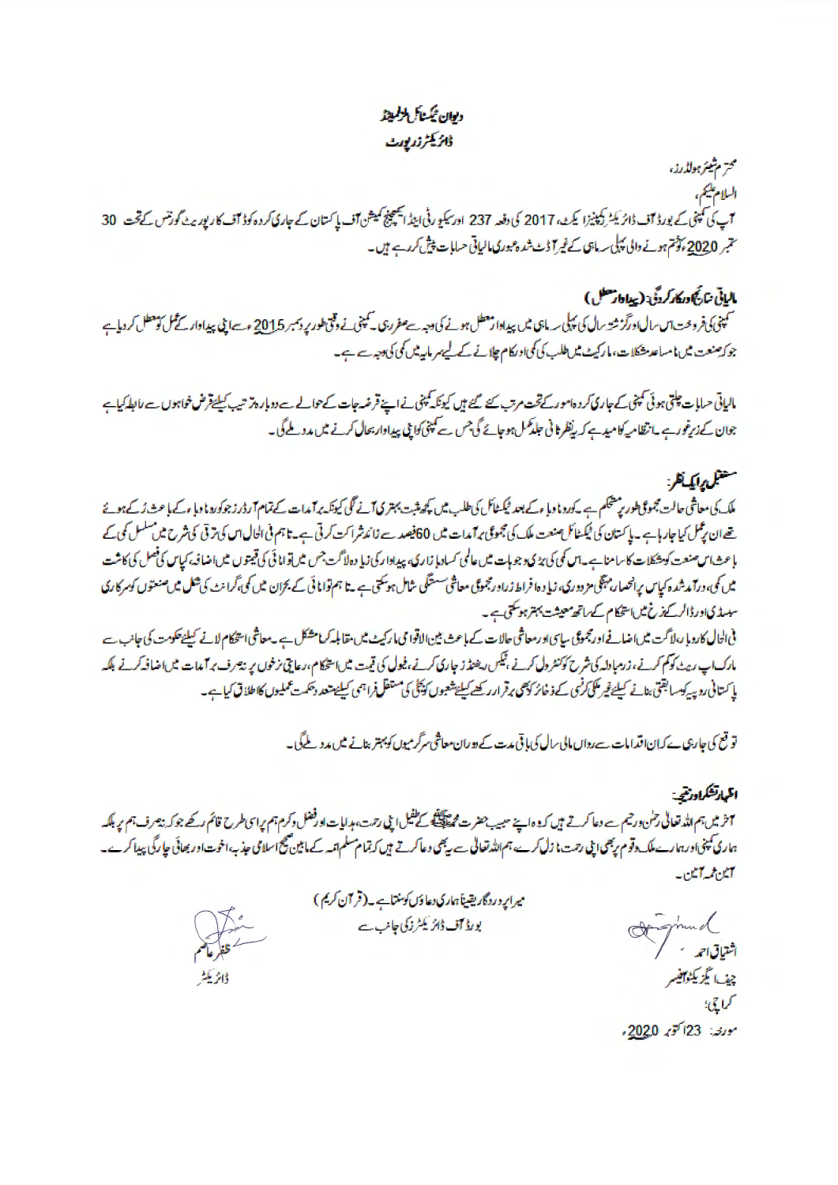# دیوان ٹیکسٹائل ملز لمیٹڈ
## ڈائریکٹرز رپورٹ

محترم شیئر ہولڈرز،

السلام علیکم،

آپ کی کمپنی کے بورڈ آف ڈائریکٹرز کمپنیز ایکٹ، 2017 کی دفعہ 237 اور سیکیورٹی اینڈ ایکسچینج کمیشن آف پاکستان کے جاری کردہ کوڈ آف کارپوریٹ گورننس کے تحت 30 ستمبر 2020ء کو ختم ہونے والی پہلی سہ ماہی کے غیر آڈٹ شدہ عبوری مالیاتی حسابات پیش کر رہے ہیں۔

### مالیاتی نتائج اور کارکردگی: (پیداوار معطل)

کمپنی کی فروخت اس سال اور گزشتہ سال کی پہلی سہ ماہی میں پیداوار معطل ہونے کی وجہ سے صفر رہی۔ کمپنی نے وقتی طور پر دسمبر 2015ء سے اپنی پیداوار کے عمل کو معطل کر دیا ہے جو کہ صنعت میں نامساعد مشکلات، مارکیٹ میں طلب کی کمی اور کام چلانے کے لیے سرمایہ میں کمی کی وجہ سے ہے۔

مالیاتی حسابات چلتی ہوئی کمپنی کے جاری کردہ امور کے تحت مرتب کئے گئے ہیں کیونکہ کمپنی نے اپنے قرضہ جات کے حوالے سے دوبارہ ترتیب کیلئے قرض خواہوں سے رابطہ کیا ہے جو ان کے زیر غور ہے۔ انتظامیہ کو امید ہے کہ نظر ثانی جلد مکمل ہو جائے گی جس سے کمپنی کو اپنی پیداوار بحال کرنے میں مدد ملے گی۔

### مستقبل پر ایک نظر:

ملک کی معاشی حالت مجموعی طور پر مستحکم ہے۔ کورونا وباء کے بعد ٹیکسٹائل کی طلب میں کچھ مثبت بہتری آنے لگی کیونکہ برآمدات کے تمام آرڈرز جو کورونا وباء کے باعث رُکے ہوئے تھے ان پر عمل کیا جا رہا ہے۔ پاکستان کی ٹیکسٹائل صنعت ملک کی مجموعی برآمدات میں 60 فیصد سے زائد شراکت کرتی ہے۔ تاہم فی الحال اس کی ترقی کی شرح میں مسلسل کمی کے باعث اس صنعت کو مشکلات کا سامنا ہے۔ اس کمی کی بڑی وجوہات میں عالمی کساد بازاری، پیداوار کی زیادہ لاگت جس میں توانائی کی قیمتوں میں اضافہ، کپاس کی فصل کی کاشت میں کمی، درآمد شدہ کپاس پر انحصار، مہنگی مزدوری، زیادہ افراط زر اور مجموعی معاشی سستی شامل ہو سکتی ہے۔ تاہم توانائی کے بحران میں کمی، گرانٹ کی شکل میں صنعتوں کو سرکاری سبسڈی اور ڈالر کے نرخ میں استحکام کے ساتھ معیشت بہتر ہو سکتی ہے۔

فی الحال کاروباری لاگت میں اضافے اور مجموعی سیاسی اور معاشی حالات کے باعث بین الاقوامی مارکیٹ میں مقابلہ کرنا مشکل ہے۔ معاشی استحکام لانے کیلئے حکومت کی جانب سے مارک اپ ریٹ کو کم کرنے، زرمبادلہ کی شرح کو کنٹرول کرنے، ٹیکس ریفنڈز جاری کرنے، فیول کی قیمت میں استحکام، رعایتی نرخوں پر نہ صرف برآمدات میں اضافہ کرنے بلکہ پاکستانی روپیہ کو مسابقتی بنانے کیلئے غیر ملکی کرنسی کے ذخائر کو بھی برقرار رکھنے کیلئے شعبوں کو بجلی کی مستقل فراہمی کیلئے متعدد حکمت عملیوں کا اطلاق کیا ہے۔

توقع کی جاتی ہے کہ ان اقدامات سے رواں مالی سال کی باقی مدت کے دوران معاشی سرگرمیوں کو بہتر بنانے میں مدد ملے گی۔

### اظہار تشکر اور نتیجہ:

آخر میں ہم اللہ تعالیٰ رحمٰن و رحیم سے دعا کرتے ہیں کہ وہ اپنے حبیب حضرت محمد ﷺ کے طفیل اپنی رحمت، ہدایات اور فضل و کرم ہم پر اسی طرح قائم رکھے جو کہ نہ صرف ہم پر بلکہ ہماری کمپنی اور ہمارے ملک و قوم پر بھی اپنی رحمت نازل کرے۔ ہم اللہ تعالیٰ سے یہ بھی دعا کرتے ہیں کہ تمام مسلم امہ کے مابین صحیح اسلامی جذبہ، اخوت اور بھائی چارگی پیدا کرے۔ آمین ثم آمین۔

میرا پروردگار یقیناً ہماری دعاؤں کو سنتا ہے۔ (قرآن کریم)

بورڈ آف ڈائریکٹرز کی جانب سے

اشتیاق احمد
چیف ایگزیکٹو آفیسر

ظفر عاصم
ڈائریکٹر

کراچی:
مورخہ: 23 اکتوبر 2020ء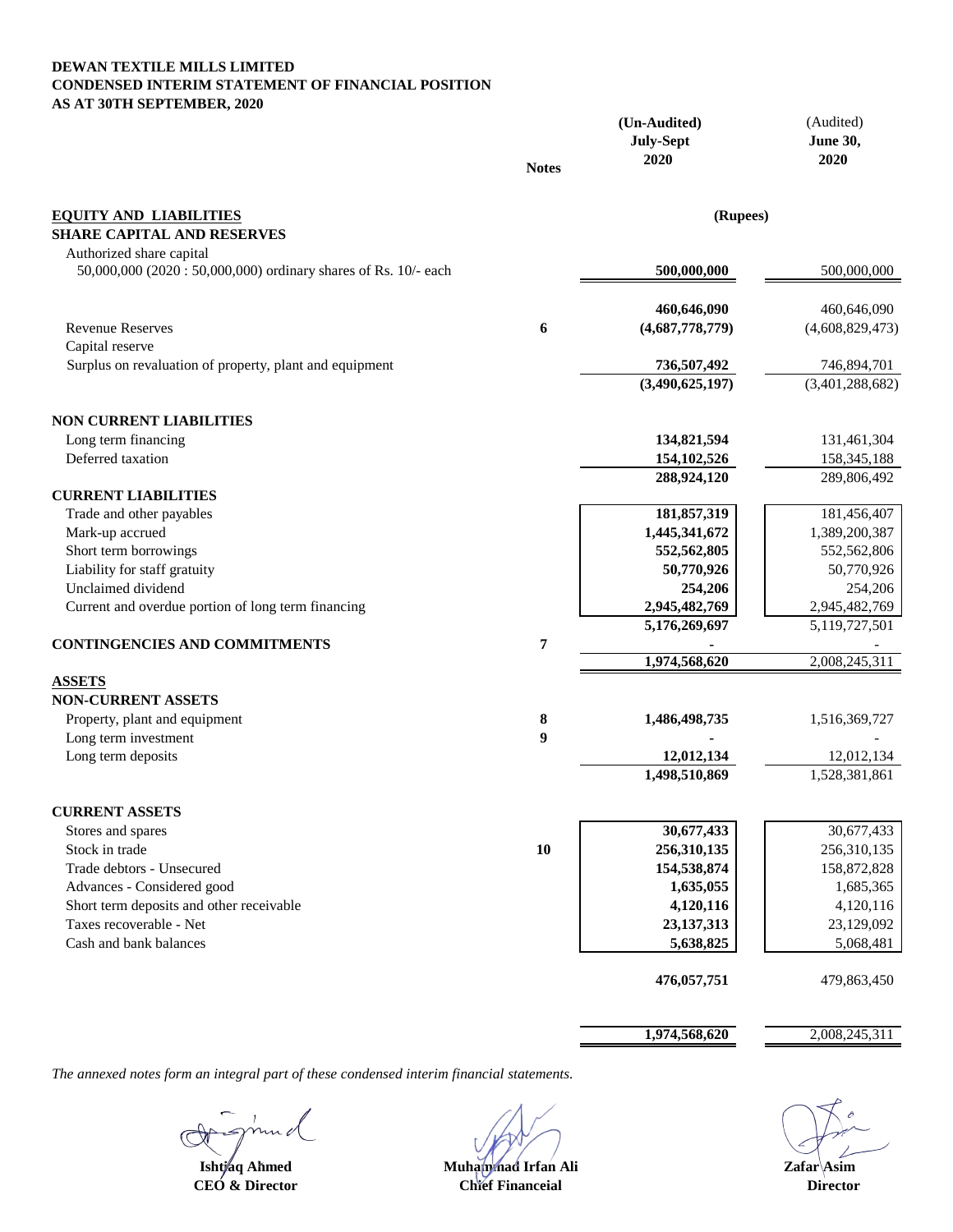**DEWAN TEXTILE MILLS LIMITED**
**CONDENSED INTERIM STATEMENT OF FINANCIAL POSITION**
**AS AT 30TH SEPTEMBER, 2020**

| | Notes | (Un-Audited) July-Sept 2020 | (Audited) June 30, 2020 |
|---|---|---|---|
| **EQUITY AND LIABILITIES** | | (Rupees) | |
| **SHARE CAPITAL AND RESERVES** | | | |
| Authorized share capital | | | |
| 50,000,000 (2020 : 50,000,000) ordinary shares of Rs. 10/- each | | **500,000,000** | 500,000,000 |
| | | **460,646,090** | 460,646,090 |
| Revenue Reserves | 6 | **(4,687,778,779)** | (4,608,829,473) |
| Capital reserve | | | |
| Surplus on revaluation of property, plant and equipment | | **736,507,492** | 746,894,701 |
| | | **(3,490,625,197)** | (3,401,288,682) |
| **NON CURRENT LIABILITIES** | | | |
| Long term financing | | **134,821,594** | 131,461,304 |
| Deferred taxation | | **154,102,526** | 158,345,188 |
| | | **288,924,120** | 289,806,492 |
| **CURRENT LIABILITIES** | | | |
| Trade and other payables | | **181,857,319** | 181,456,407 |
| Mark-up accrued | | **1,445,341,672** | 1,389,200,387 |
| Short term borrowings | | **552,562,805** | 552,562,806 |
| Liability for staff gratuity | | **50,770,926** | 50,770,926 |
| Unclaimed dividend | | **254,206** | 254,206 |
| Current and overdue portion of long term financing | | **2,945,482,769** | 2,945,482,769 |
| | | **5,176,269,697** | 5,119,727,501 |
| **CONTINGENCIES AND COMMITMENTS** | 7 | **-** | - |
| | | **1,974,568,620** | 2,008,245,311 |
| **ASSETS** | | | |
| **NON-CURRENT ASSETS** | | | |
| Property, plant and equipment | 8 | **1,486,498,735** | 1,516,369,727 |
| Long term investment | 9 | **-** | - |
| Long term deposits | | **12,012,134** | 12,012,134 |
| | | **1,498,510,869** | 1,528,381,861 |
| **CURRENT ASSETS** | | | |
| Stores and spares | | **30,677,433** | 30,677,433 |
| Stock in trade | 10 | **256,310,135** | 256,310,135 |
| Trade debtors - Unsecured | | **154,538,874** | 158,872,828 |
| Advances - Considered good | | **1,635,055** | 1,685,365 |
| Short term deposits and other receivable | | **4,120,116** | 4,120,116 |
| Taxes recoverable - Net | | **23,137,313** | 23,129,092 |
| Cash and bank balances | | **5,638,825** | 5,068,481 |
| | | **476,057,751** | 479,863,450 |
| | | **1,974,568,620** | 2,008,245,311 |

*The annexed notes form an integral part of these condensed interim financial statements.*

| Ishtiaq Ahmed | Muhammad Irfan Ali | Zafar Asim |
|---|---|---|
| CEO & Director | Chief Financeial | Director |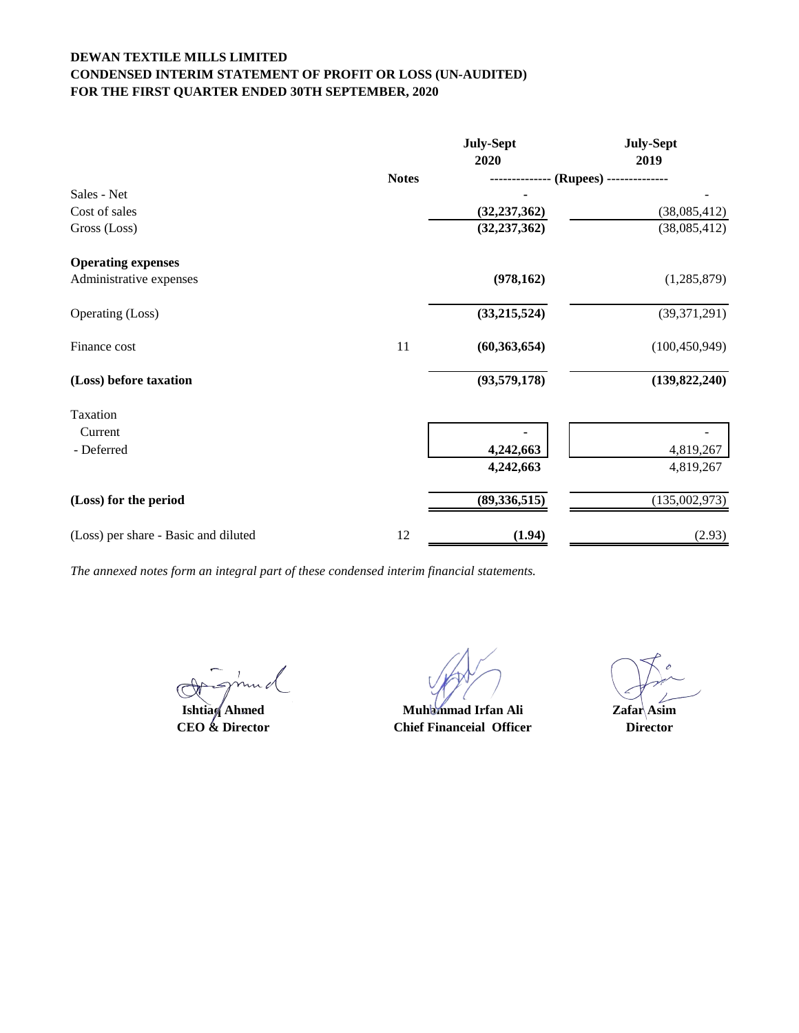**DEWAN TEXTILE MILLS LIMITED**
**CONDENSED INTERIM STATEMENT OF PROFIT OR LOSS (UN-AUDITED)**
**FOR THE FIRST QUARTER ENDED 30TH SEPTEMBER, 2020**

| | Notes | July-Sept 2020 | July-Sept 2019 |
|---|---|---|---|
| | | ------------- (Rupees) ------------- | |
| Sales - Net | | - | - |
| Cost of sales | | (32,237,362) | (38,085,412) |
| Gross (Loss) | | (32,237,362) | (38,085,412) |
| **Operating expenses** | | | |
| Administrative expenses | | (978,162) | (1,285,879) |
| Operating (Loss) | | (33,215,524) | (39,371,291) |
| Finance cost | 11 | (60,363,654) | (100,450,949) |
| **(Loss) before taxation** | | (93,579,178) | (139,822,240) |
| Taxation | | | |
| Current | | - | - |
| - Deferred | | 4,242,663 | 4,819,267 |
| | | 4,242,663 | 4,819,267 |
| **(Loss) for the period** | | (89,336,515) | (135,002,973) |
| (Loss) per share - Basic and diluted | 12 | (1.94) | (2.93) |

*The annexed notes form an integral part of these condensed interim financial statements.*

| Ishtiaq Ahmed | Muhammad Irfan Ali | Zafar Asim |
|---|---|---|
| CEO & Director | Chief Financeial Officer | Director |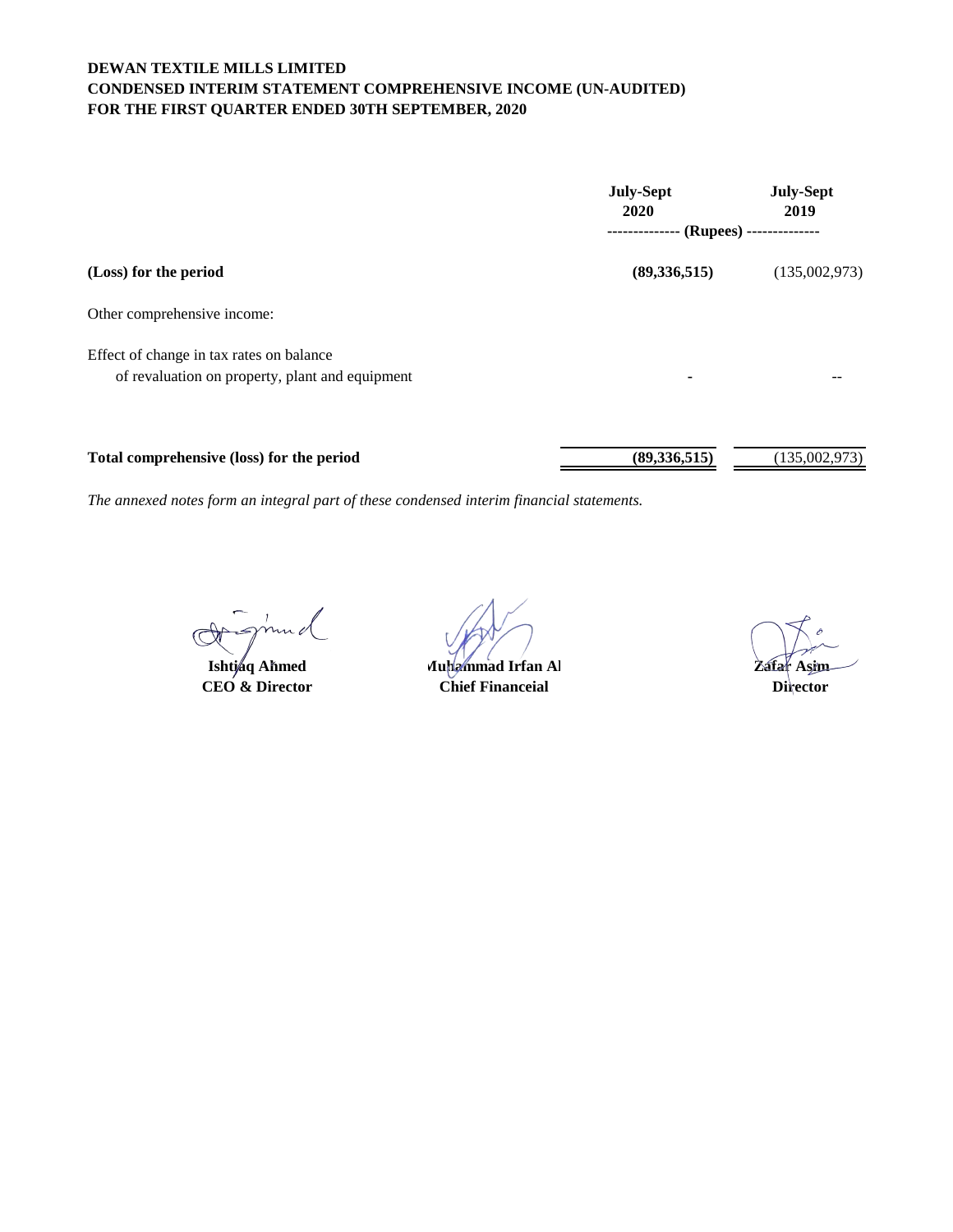**DEWAN TEXTILE MILLS LIMITED**
**CONDENSED INTERIM STATEMENT COMPREHENSIVE INCOME (UN-AUDITED)**
**FOR THE FIRST QUARTER ENDED 30TH SEPTEMBER, 2020**

| | July-Sept 2020 | July-Sept 2019 |
|---|---|---|
| | ------------- (Rupees) ------------- | |
| **(Loss) for the period** | **(89,336,515)** | (135,002,973) |
| Other comprehensive income: | | |
| Effect of change in tax rates on balance of revaluation on property, plant and equipment | - | -- |
| **Total comprehensive (loss) for the period** | **(89,336,515)** | (135,002,973) |

*The annexed notes form an integral part of these condensed interim financial statements.*

| | | |
|---|---|---|
| **Ishtiaq Ahmed** | **Muhammad Irfan Al** | **Zafar Asim** |
| **CEO & Director** | **Chief Financeial** | **Director** |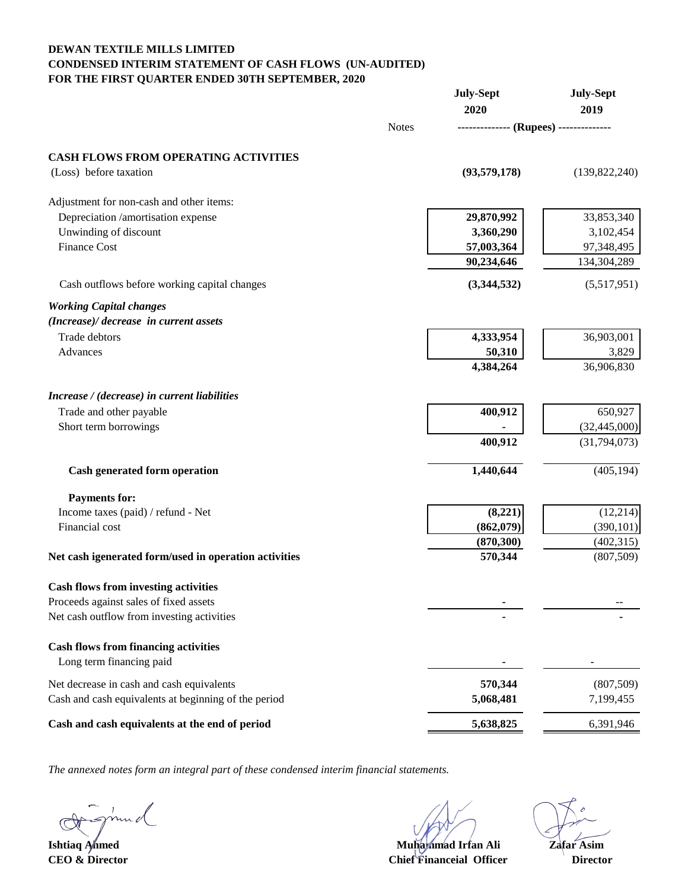**DEWAN TEXTILE MILLS LIMITED**
**CONDENSED INTERIM STATEMENT OF CASH FLOWS (UN-AUDITED)**
**FOR THE FIRST QUARTER ENDED 30TH SEPTEMBER, 2020**

| | Notes | July-Sept 2020 | July-Sept 2019 |
|---|---|---|---|
| | | ------------- (Rupees) ------------- | |
| **CASH FLOWS FROM OPERATING ACTIVITIES** | | | |
| (Loss) before taxation | | **(93,579,178)** | (139,822,240) |
| Adjustment for non-cash and other items: | | | |
| Depreciation /amortisation expense | | **29,870,992** | 33,853,340 |
| Unwinding of discount | | **3,360,290** | 3,102,454 |
| Finance Cost | | **57,003,364** | 97,348,495 |
| | | **90,234,646** | 134,304,289 |
| Cash outflows before working capital changes | | **(3,344,532)** | (5,517,951) |
| ***Working Capital changes*** | | | |
| ***(Increase)/ decrease in current assets*** | | | |
| Trade debtors | | **4,333,954** | 36,903,001 |
| Advances | | **50,310** | 3,829 |
| | | **4,384,264** | 36,906,830 |
| ***Increase / (decrease) in current liabilities*** | | | |
| Trade and other payable | | **400,912** | 650,927 |
| Short term borrowings | | **-** | (32,445,000) |
| | | **400,912** | (31,794,073) |
| **Cash generated form operation** | | **1,440,644** | (405,194) |
| **Payments for:** | | | |
| Income taxes (paid) / refund - Net | | **(8,221)** | (12,214) |
| Financial cost | | **(862,079)** | (390,101) |
| | | **(870,300)** | (402,315) |
| **Net cash igenerated form/used in operation activities** | | **570,344** | (807,509) |
| **Cash flows from investing activities** | | | |
| Proceeds against sales of fixed assets | | **-** | -- |
| Net cash outflow from investing activities | | **-** | - |
| **Cash flows from financing activities** | | | |
| Long term financing paid | | **-** | - |
| Net decrease in cash and cash equivalents | | **570,344** | (807,509) |
| Cash and cash equivalents at beginning of the period | | **5,068,481** | 7,199,455 |
| **Cash and cash equivalents at the end of period** | | **5,638,825** | 6,391,946 |

*The annexed notes form an integral part of these condensed interim financial statements.*

| | | |
|---|---|---|
| **Ishtiaq Ahmed** | **Muhammad Irfan Ali** | **Zafar Asim** |
| **CEO & Director** | **Chief Financeial Officer** | **Director** |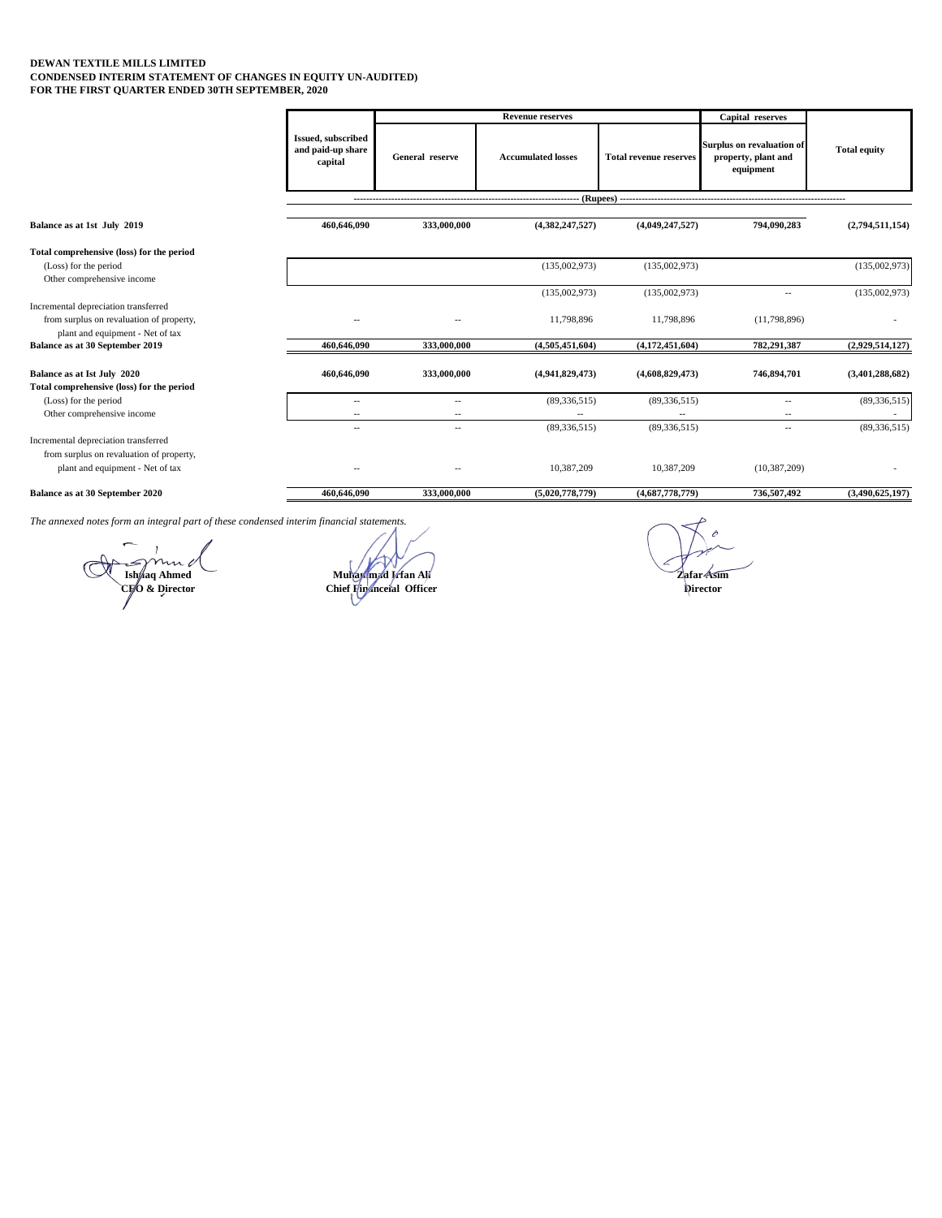**DEWAN TEXTILE MILLS LIMITED**
**CONDENSED INTERIM STATEMENT OF CHANGES IN EQUITY UN-AUDITED)**
**FOR THE FIRST QUARTER ENDED 30TH SEPTEMBER, 2020**

| | Issued, subscribed and paid-up share capital | Revenue reserves | | | Capital reserves | Total equity |
|---|---|---|---|---|---|---|
| | | General reserve | Accumulated losses | Total revenue reserves | Surplus on revaluation of property, plant and equipment | |
| | (Rupees) | | | | | |
| **Balance as at 1st July 2019** | **460,646,090** | **333,000,000** | **(4,382,247,527)** | **(4,049,247,527)** | **794,090,283** | **(2,794,511,154)** |
| **Total comprehensive (loss) for the period** | | | | | | |
| (Loss) for the period | | | (135,002,973) | (135,002,973) | | (135,002,973) |
| Other comprehensive income | | | | | | |
| | | | (135,002,973) | (135,002,973) | -- | (135,002,973) |
| Incremental depreciation transferred from surplus on revaluation of property, plant and equipment - Net of tax | -- | -- | 11,798,896 | 11,798,896 | (11,798,896) | - |
| **Balance as at 30 September 2019** | **460,646,090** | **333,000,000** | **(4,505,451,604)** | **(4,172,451,604)** | **782,291,387** | **(2,929,514,127)** |
| **Balance as at Ist July 2020** | **460,646,090** | **333,000,000** | **(4,941,829,473)** | **(4,608,829,473)** | **746,894,701** | **(3,401,288,682)** |
| **Total comprehensive (loss) for the period** | | | | | | |
| (Loss) for the period | -- | -- | (89,336,515) | (89,336,515) | -- | (89,336,515) |
| Other comprehensive income | -- | -- | -- | -- | -- | - |
| | -- | -- | (89,336,515) | (89,336,515) | -- | (89,336,515) |
| Incremental depreciation transferred from surplus on revaluation of property, plant and equipment - Net of tax | -- | -- | 10,387,209 | 10,387,209 | (10,387,209) | - |
| **Balance as at 30 September 2020** | **460,646,090** | **333,000,000** | **(5,020,778,779)** | **(4,687,778,779)** | **736,507,492** | **(3,490,625,197)** |

*The annexed notes form an integral part of these condensed interim financial statements.*

| **Ishtaq Ahmed** | **Muhammad Irfan Ali** | **Zafar Asim** |
|---|---|---|
| **CEO & Director** | **Chief Financial Officer** | **Director** |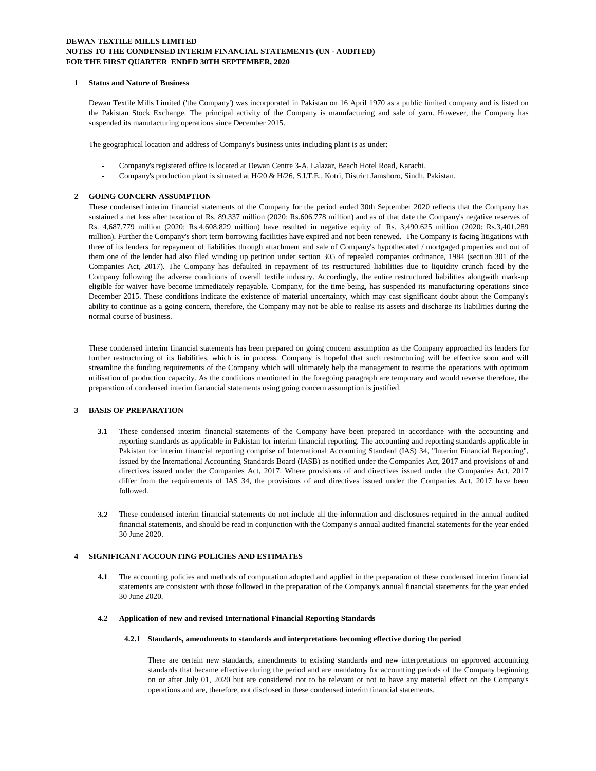**DEWAN TEXTILE MILLS LIMITED**
**NOTES TO THE CONDENSED INTERIM FINANCIAL STATEMENTS (UN - AUDITED)**
**FOR THE FIRST QUARTER ENDED 30TH SEPTEMBER, 2020**

## 1 Status and Nature of Business

Dewan Textile Mills Limited ('the Company') was incorporated in Pakistan on 16 April 1970 as a public limited company and is listed on the Pakistan Stock Exchange. The principal activity of the Company is manufacturing and sale of yarn. However, the Company has suspended its manufacturing operations since December 2015.

The geographical location and address of Company's business units including plant is as under:

- Company's registered office is located at Dewan Centre 3-A, Lalazar, Beach Hotel Road, Karachi.
- Company's production plant is situated at H/20 & H/26, S.I.T.E., Kotri, District Jamshoro, Sindh, Pakistan.

## 2 GOING CONCERN ASSUMPTION

These condensed interim financial statements of the Company for the period ended 30th September 2020 reflects that the Company has sustained a net loss after taxation of Rs. 89.337 million (2020: Rs.606.778 million) and as of that date the Company's negative reserves of Rs. 4,687.779 million (2020: Rs.4,608.829 million) have resulted in negative equity of Rs. 3,490.625 million (2020: Rs.3,401.289 million). Further the Company's short term borrowing facilities have expired and not been renewed. The Company is facing litigations with three of its lenders for repayment of liabilities through attachment and sale of Company's hypothecated / mortgaged properties and out of them one of the lender had also filed winding up petition under section 305 of repealed companies ordinance, 1984 (section 301 of the Companies Act, 2017). The Company has defaulted in repayment of its restructured liabilities due to liquidity crunch faced by the Company following the adverse conditions of overall textile industry. Accordingly, the entire restructured liabilities alongwith mark-up eligible for waiver have become immediately repayable. Company, for the time being, has suspended its manufacturing operations since December 2015. These conditions indicate the existence of material uncertainty, which may cast significant doubt about the Company's ability to continue as a going concern, therefore, the Company may not be able to realise its assets and discharge its liabilities during the normal course of business.

These condensed interim financial statements has been prepared on going concern assumption as the Company approached its lenders for further restructuring of its liabilities, which is in process. Company is hopeful that such restructuring will be effective soon and will streamline the funding requirements of the Company which will ultimately help the management to resume the operations with optimum utilisation of production capacity. As the conditions mentioned in the foregoing paragraph are temporary and would reverse therefore, the preparation of condensed interim fianancial statements using going concern assumption is justified.

## 3 BASIS OF PREPARATION

**3.1** These condensed interim financial statements of the Company have been prepared in accordance with the accounting and reporting standards as applicable in Pakistan for interim financial reporting. The accounting and reporting standards applicable in Pakistan for interim financial reporting comprise of International Accounting Standard (IAS) 34, "Interim Financial Reporting", issued by the International Accounting Standards Board (IASB) as notified under the Companies Act, 2017 and provisions of and directives issued under the Companies Act, 2017. Where provisions of and directives issued under the Companies Act, 2017 differ from the requirements of IAS 34, the provisions of and directives issued under the Companies Act, 2017 have been followed.

**3.2** These condensed interim financial statements do not include all the information and disclosures required in the annual audited financial statements, and should be read in conjunction with the Company's annual audited financial statements for the year ended 30 June 2020.

## 4 SIGNIFICANT ACCOUNTING POLICIES AND ESTIMATES

**4.1** The accounting policies and methods of computation adopted and applied in the preparation of these condensed interim financial statements are consistent with those followed in the preparation of the Company's annual financial statements for the year ended 30 June 2020.

### 4.2 Application of new and revised International Financial Reporting Standards

#### 4.2.1 Standards, amendments to standards and interpretations becoming effective during the period

There are certain new standards, amendments to existing standards and new interpretations on approved accounting standards that became effective during the period and are mandatory for accounting periods of the Company beginning on or after July 01, 2020 but are considered not to be relevant or not to have any material effect on the Company's operations and are, therefore, not disclosed in these condensed interim financial statements.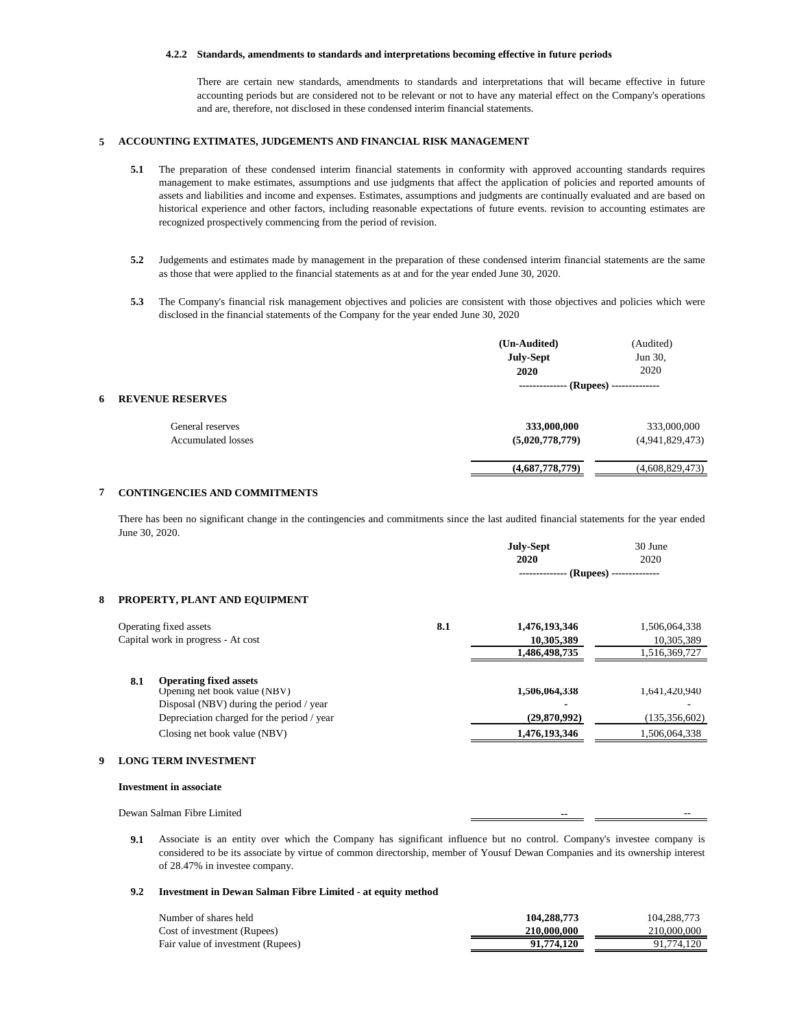#### 4.2.2 Standards, amendments to standards and interpretations becoming effective in future periods

There are certain new standards, amendments to standards and interpretations that will became effective in future accounting periods but are considered not to be relevant or not to have any material effect on the Company's operations and are, therefore, not disclosed in these condensed interim financial statements.

## 5 ACCOUNTING EXTIMATES, JUDGEMENTS AND FINANCIAL RISK MANAGEMENT

**5.1** The preparation of these condensed interim financial statements in conformity with approved accounting standards requires management to make estimates, assumptions and use judgments that affect the application of policies and reported amounts of assets and liabilities and income and expenses. Estimates, assumptions and judgments are continually evaluated and are based on historical experience and other factors, including reasonable expectations of future events. revision to accounting estimates are recognized prospectively commencing from the period of revision.

**5.2** Judgements and estimates made by management in the preparation of these condensed interim financial statements are the same as those that were applied to the financial statements as at and for the year ended June 30, 2020.

**5.3** The Company's financial risk management objectives and policies are consistent with those objectives and policies which were disclosed in the financial statements of the Company for the year ended June 30, 2020

## 6 REVENUE RESERVES

| | (Un-Audited) July-Sept 2020 | (Audited) Jun 30, 2020 |
|---|---|---|
| | -------------- (Rupees) -------------- | |
| General reserves | **333,000,000** | 333,000,000 |
| Accumulated losses | **(5,020,778,779)** | (4,941,829,473) |
| | **(4,687,778,779)** | (4,608,829,473) |

## 7 CONTINGENCIES AND COMMITMENTS

There has been no significant change in the contingencies and commitments since the last audited financial statements for the year ended June 30, 2020.

## 8 PROPERTY, PLANT AND EQUIPMENT

| | Note | July-Sept 2020 | 30 June 2020 |
|---|---|---|---|
| | | -------------- (Rupees) -------------- | |
| Operating fixed assets | 8.1 | **1,476,193,346** | 1,506,064,338 |
| Capital work in progress - At cost | | **10,305,389** | 10,305,389 |
| | | **1,486,498,735** | 1,516,369,727 |

**8.1 Operating fixed assets**

| | July-Sept 2020 | 30 June 2020 |
|---|---|---|
| Opening net book value (NBV) | **1,506,064,338** | 1,641,420,940 |
| Disposal (NBV) during the period / year | **-** | - |
| Depreciation charged for the period / year | **(29,870,992)** | (135,356,602) |
| Closing net book value (NBV) | **1,476,193,346** | 1,506,064,338 |

## 9 LONG TERM INVESTMENT

**Investment in associate**

| | July-Sept 2020 | 30 June 2020 |
|---|---|---|
| Dewan Salman Fibre Limited | **--** | -- |

**9.1** Associate is an entity over which the Company has significant influence but no control. Company's investee company is considered to be its associate by virtue of common directorship, member of Yousuf Dewan Companies and its ownership interest of 28.47% in investee company.

**9.2 Investment in Dewan Salman Fibre Limited - at equity method**

| | July-Sept 2020 | 30 June 2020 |
|---|---|---|
| Number of shares held | **104,288,773** | 104,288,773 |
| Cost of investment (Rupees) | **210,000,000** | 210,000,000 |
| Fair value of investment (Rupees) | **91,774,120** | 91,774,120 |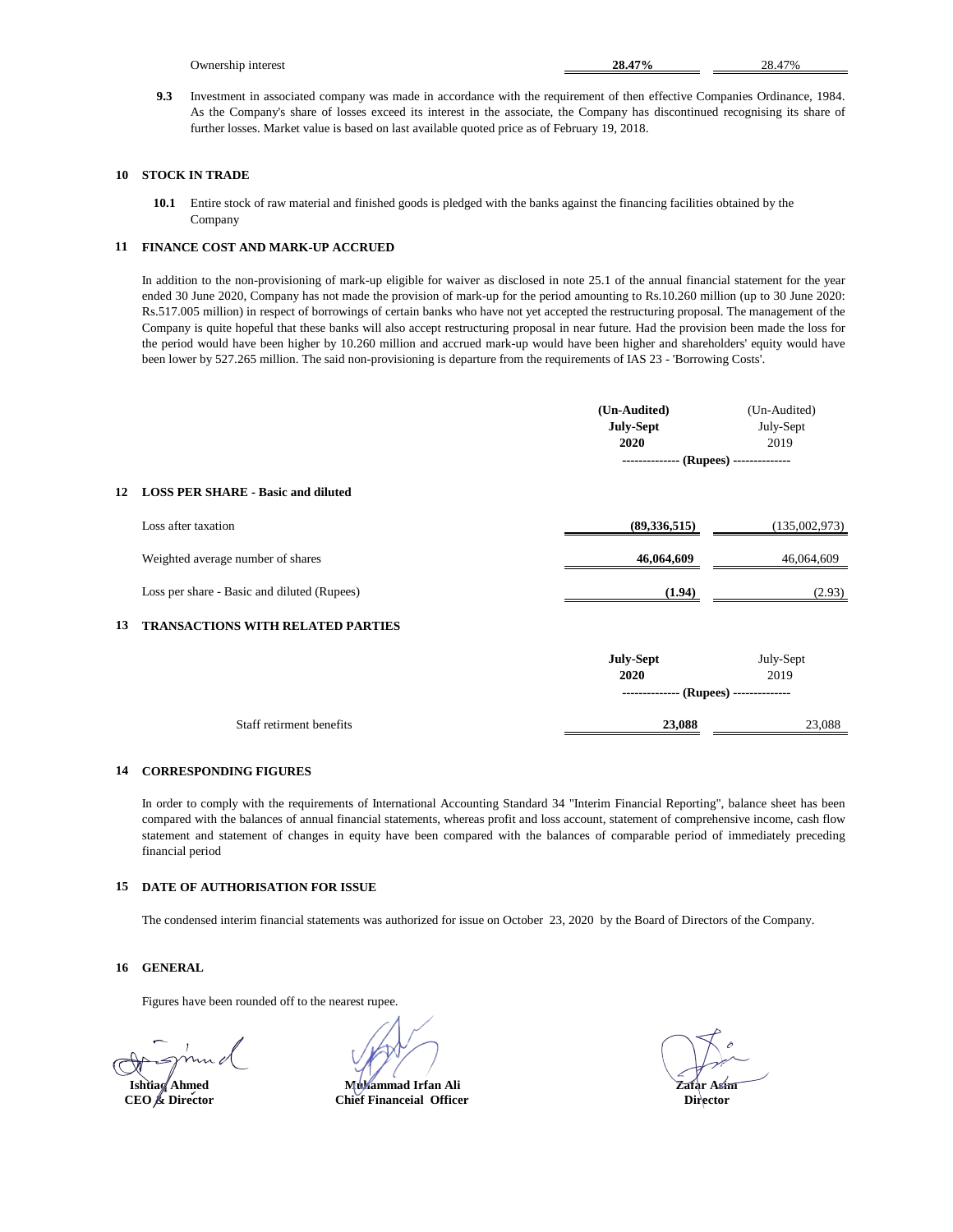| | | |
|---|---|---|
| Ownership interest | **28.47%** | 28.47% |

**9.3** Investment in associated company was made in accordance with the requirement of then effective Companies Ordinance, 1984. As the Company's share of losses exceed its interest in the associate, the Company has discontinued recognising its share of further losses. Market value is based on last available quoted price as of February 19, 2018.

## 10 STOCK IN TRADE

**10.1** Entire stock of raw material and finished goods is pledged with the banks against the financing facilities obtained by the Company

## 11 FINANCE COST AND MARK-UP ACCRUED

In addition to the non-provisioning of mark-up eligible for waiver as disclosed in note 25.1 of the annual financial statement for the year ended 30 June 2020, Company has not made the provision of mark-up for the period amounting to Rs.10.260 million (up to 30 June 2020: Rs.517.005 million) in respect of borrowings of certain banks who have not yet accepted the restructuring proposal. The management of the Company is quite hopeful that these banks will also accept restructuring proposal in near future. Had the provision been made the loss for the period would have been higher by 10.260 million and accrued mark-up would have been higher and shareholders' equity would have been lower by 527.265 million. The said non-provisioning is departure from the requirements of IAS 23 - 'Borrowing Costs'.

## 12 LOSS PER SHARE - Basic and diluted

| | **(Un-Audited) July-Sept 2020** | (Un-Audited) July-Sept 2019 |
|---|---|---|
| | **(Rupees)** | |
| Loss after taxation | **(89,336,515)** | (135,002,973) |
| Weighted average number of shares | **46,064,609** | 46,064,609 |
| Loss per share - Basic and diluted (Rupees) | **(1.94)** | (2.93) |

## 13 TRANSACTIONS WITH RELATED PARTIES

| | **July-Sept 2020** | July-Sept 2019 |
|---|---|---|
| | **(Rupees)** | |
| Staff retirment benefits | **23,088** | 23,088 |

## 14 CORRESPONDING FIGURES

In order to comply with the requirements of International Accounting Standard 34 "Interim Financial Reporting", balance sheet has been compared with the balances of annual financial statements, whereas profit and loss account, statement of comprehensive income, cash flow statement and statement of changes in equity have been compared with the balances of comparable period of immediately preceding financial period

## 15 DATE OF AUTHORISATION FOR ISSUE

The condensed interim financial statements was authorized for issue on October 23, 2020 by the Board of Directors of the Company.

## 16 GENERAL

Figures have been rounded off to the nearest rupee.

| | | |
|---|---|---|
| **Ishtiaq Ahmed** | **Muhammad Irfan Ali** | **Zafar Asim** |
| **CEO & Director** | **Chief Financeial Officer** | **Director** |